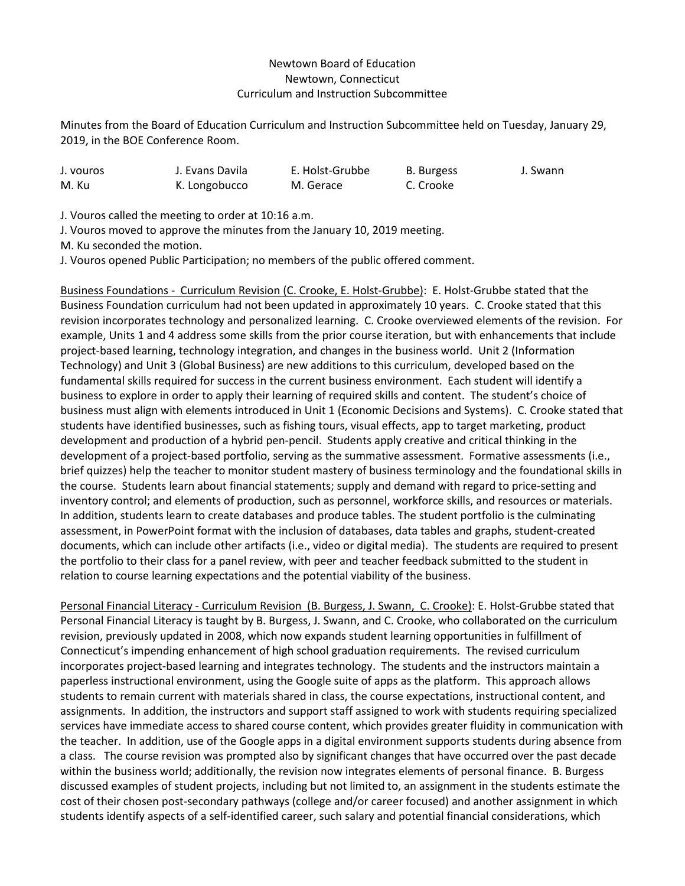Newtown Board of Education
Newtown, Connecticut
Curriculum and Instruction Subcommittee

Minutes from the Board of Education Curriculum and Instruction Subcommittee held on Tuesday, January 29, 2019, in the BOE Conference Room.

| J. vouros | J. Evans Davila | E. Holst-Grubbe | B. Burgess | J. Swann |
|---|---|---|---|---|
| M. Ku | K. Longobucco | M. Gerace | C. Crooke | |

J. Vouros called the meeting to order at 10:16 a.m.
J. Vouros moved to approve the minutes from the January 10, 2019 meeting.
M. Ku seconded the motion.
J. Vouros opened Public Participation; no members of the public offered comment.

Business Foundations - Curriculum Revision (C. Crooke, E. Holst-Grubbe): E. Holst-Grubbe stated that the Business Foundation curriculum had not been updated in approximately 10 years. C. Crooke stated that this revision incorporates technology and personalized learning. C. Crooke overviewed elements of the revision. For example, Units 1 and 4 address some skills from the prior course iteration, but with enhancements that include project-based learning, technology integration, and changes in the business world. Unit 2 (Information Technology) and Unit 3 (Global Business) are new additions to this curriculum, developed based on the fundamental skills required for success in the current business environment. Each student will identify a business to explore in order to apply their learning of required skills and content. The student's choice of business must align with elements introduced in Unit 1 (Economic Decisions and Systems). C. Crooke stated that students have identified businesses, such as fishing tours, visual effects, app to target marketing, product development and production of a hybrid pen-pencil. Students apply creative and critical thinking in the development of a project-based portfolio, serving as the summative assessment. Formative assessments (i.e., brief quizzes) help the teacher to monitor student mastery of business terminology and the foundational skills in the course. Students learn about financial statements; supply and demand with regard to price-setting and inventory control; and elements of production, such as personnel, workforce skills, and resources or materials. In addition, students learn to create databases and produce tables. The student portfolio is the culminating assessment, in PowerPoint format with the inclusion of databases, data tables and graphs, student-created documents, which can include other artifacts (i.e., video or digital media). The students are required to present the portfolio to their class for a panel review, with peer and teacher feedback submitted to the student in relation to course learning expectations and the potential viability of the business.

Personal Financial Literacy - Curriculum Revision (B. Burgess, J. Swann, C. Crooke): E. Holst-Grubbe stated that Personal Financial Literacy is taught by B. Burgess, J. Swann, and C. Crooke, who collaborated on the curriculum revision, previously updated in 2008, which now expands student learning opportunities in fulfillment of Connecticut's impending enhancement of high school graduation requirements. The revised curriculum incorporates project-based learning and integrates technology. The students and the instructors maintain a paperless instructional environment, using the Google suite of apps as the platform. This approach allows students to remain current with materials shared in class, the course expectations, instructional content, and assignments. In addition, the instructors and support staff assigned to work with students requiring specialized services have immediate access to shared course content, which provides greater fluidity in communication with the teacher. In addition, use of the Google apps in a digital environment supports students during absence from a class. The course revision was prompted also by significant changes that have occurred over the past decade within the business world; additionally, the revision now integrates elements of personal finance. B. Burgess discussed examples of student projects, including but not limited to, an assignment in the students estimate the cost of their chosen post-secondary pathways (college and/or career focused) and another assignment in which students identify aspects of a self-identified career, such salary and potential financial considerations, which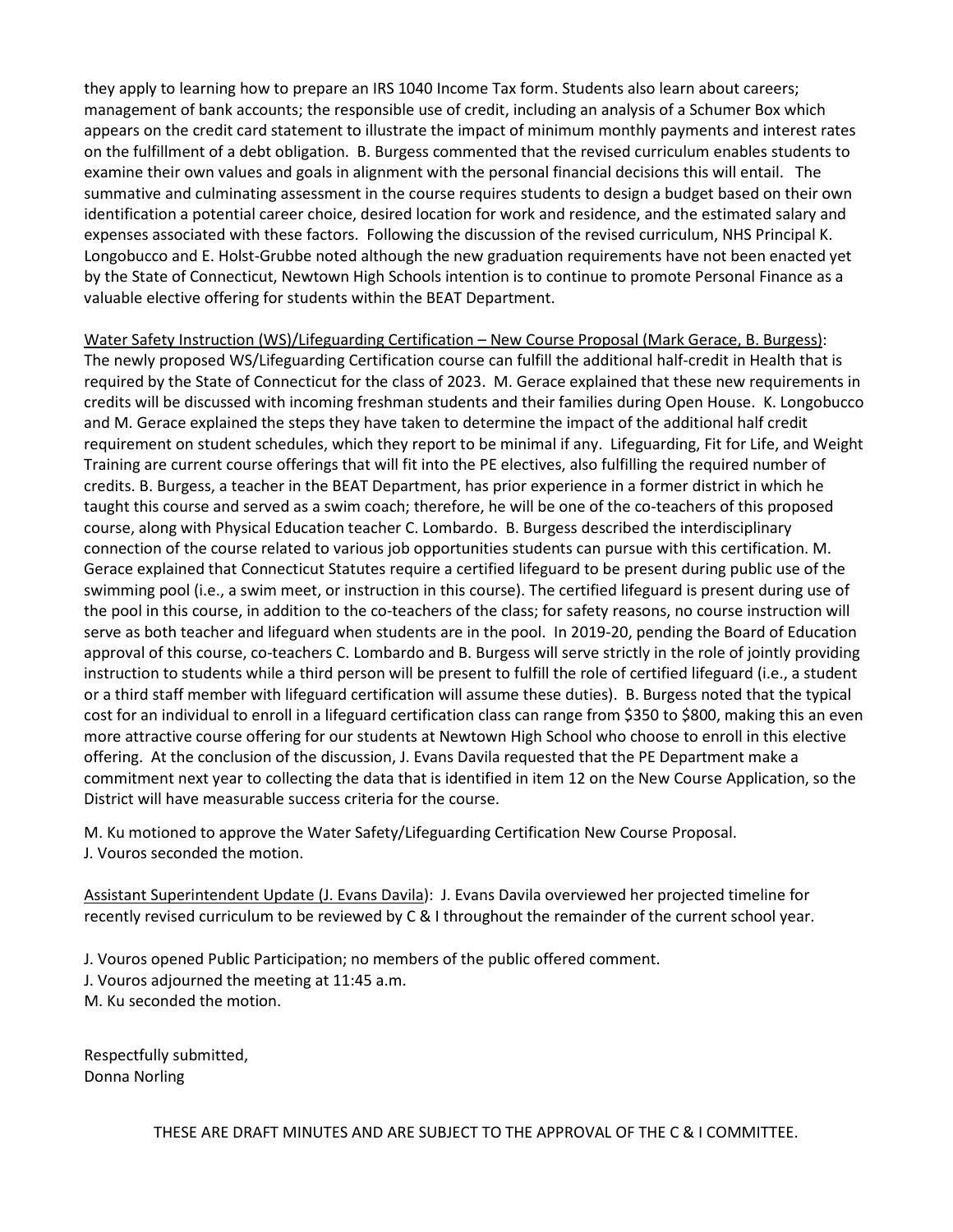they apply to learning how to prepare an IRS 1040 Income Tax form. Students also learn about careers; management of bank accounts; the responsible use of credit, including an analysis of a Schumer Box which appears on the credit card statement to illustrate the impact of minimum monthly payments and interest rates on the fulfillment of a debt obligation. B. Burgess commented that the revised curriculum enables students to examine their own values and goals in alignment with the personal financial decisions this will entail. The summative and culminating assessment in the course requires students to design a budget based on their own identification a potential career choice, desired location for work and residence, and the estimated salary and expenses associated with these factors. Following the discussion of the revised curriculum, NHS Principal K. Longobucco and E. Holst-Grubbe noted although the new graduation requirements have not been enacted yet by the State of Connecticut, Newtown High Schools intention is to continue to promote Personal Finance as a valuable elective offering for students within the BEAT Department.

Water Safety Instruction (WS)/Lifeguarding Certification – New Course Proposal (Mark Gerace, B. Burgess): The newly proposed WS/Lifeguarding Certification course can fulfill the additional half-credit in Health that is required by the State of Connecticut for the class of 2023. M. Gerace explained that these new requirements in credits will be discussed with incoming freshman students and their families during Open House. K. Longobucco and M. Gerace explained the steps they have taken to determine the impact of the additional half credit requirement on student schedules, which they report to be minimal if any. Lifeguarding, Fit for Life, and Weight Training are current course offerings that will fit into the PE electives, also fulfilling the required number of credits. B. Burgess, a teacher in the BEAT Department, has prior experience in a former district in which he taught this course and served as a swim coach; therefore, he will be one of the co-teachers of this proposed course, along with Physical Education teacher C. Lombardo. B. Burgess described the interdisciplinary connection of the course related to various job opportunities students can pursue with this certification. M. Gerace explained that Connecticut Statutes require a certified lifeguard to be present during public use of the swimming pool (i.e., a swim meet, or instruction in this course). The certified lifeguard is present during use of the pool in this course, in addition to the co-teachers of the class; for safety reasons, no course instruction will serve as both teacher and lifeguard when students are in the pool. In 2019-20, pending the Board of Education approval of this course, co-teachers C. Lombardo and B. Burgess will serve strictly in the role of jointly providing instruction to students while a third person will be present to fulfill the role of certified lifeguard (i.e., a student or a third staff member with lifeguard certification will assume these duties). B. Burgess noted that the typical cost for an individual to enroll in a lifeguard certification class can range from $350 to $800, making this an even more attractive course offering for our students at Newtown High School who choose to enroll in this elective offering. At the conclusion of the discussion, J. Evans Davila requested that the PE Department make a commitment next year to collecting the data that is identified in item 12 on the New Course Application, so the District will have measurable success criteria for the course.

M. Ku motioned to approve the Water Safety/Lifeguarding Certification New Course Proposal.
J. Vouros seconded the motion.

Assistant Superintendent Update (J. Evans Davila): J. Evans Davila overviewed her projected timeline for recently revised curriculum to be reviewed by C & I throughout the remainder of the current school year.

J. Vouros opened Public Participation; no members of the public offered comment.
J. Vouros adjourned the meeting at 11:45 a.m.
M. Ku seconded the motion.

Respectfully submitted,
Donna Norling

THESE ARE DRAFT MINUTES AND ARE SUBJECT TO THE APPROVAL OF THE C & I COMMITTEE.